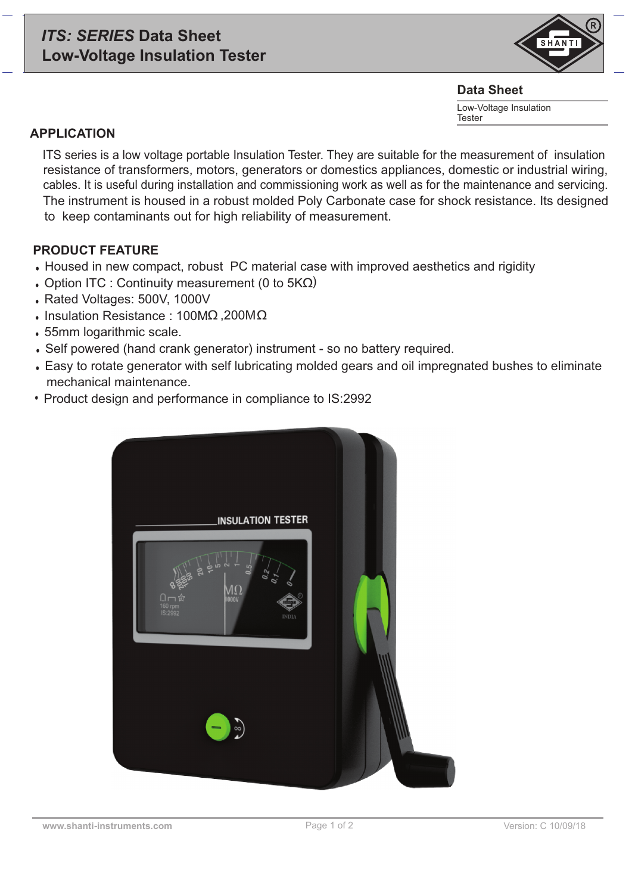# *ITS: SERIES* Data Sheet
# Low-Voltage Insulation Tester

**Data Sheet**

Low-Voltage Insulation Tester

## APPLICATION

ITS series is a low voltage portable Insulation Tester. They are suitable for the measurement of insulation resistance of transformers, motors, generators or domestics appliances, domestic or industrial wiring, cables. It is useful during installation and commissioning work as well as for the maintenance and servicing. The instrument is housed in a robust molded Poly Carbonate case for shock resistance. Its designed to keep contaminants out for high reliability of measurement.

## PRODUCT FEATURE

- Housed in new compact, robust PC material case with improved aesthetics and rigidity
- Option ITC : Continuity measurement (0 to 5KΩ)
- Rated Voltages: 500V, 1000V
- Insulation Resistance : 100MΩ ,200MΩ
- 55mm logarithmic scale.
- Self powered (hand crank generator) instrument - so no battery required.
- Easy to rotate generator with self lubricating molded gears and oil impregnated bushes to eliminate mechanical maintenance.
- Product design and performance in compliance to IS:2992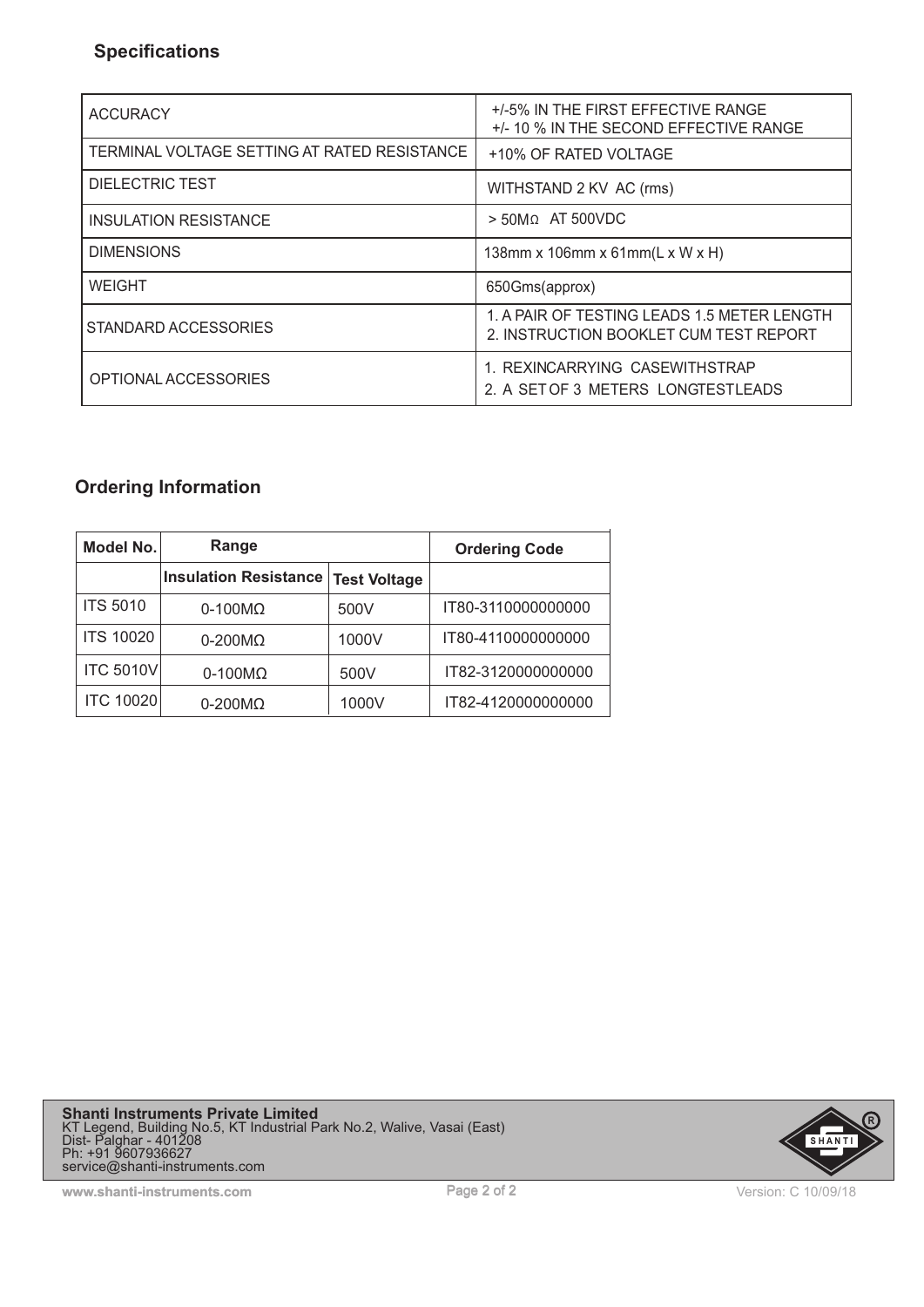## Specifications

| | |
|---|---|
| ACCURACY | +/-5% IN THE FIRST EFFECTIVE RANGE<br>+/- 10 % IN THE SECOND EFFECTIVE RANGE |
| TERMINAL VOLTAGE SETTING AT RATED RESISTANCE | +10% OF RATED VOLTAGE |
| DIELECTRIC TEST | WITHSTAND 2 KV AC (rms) |
| INSULATION RESISTANCE | > 50MΩ AT 500VDC |
| DIMENSIONS | 138mm x 106mm x 61mm(L x W x H) |
| WEIGHT | 650Gms(approx) |
| STANDARD ACCESSORIES | 1. A PAIR OF TESTING LEADS 1.5 METER LENGTH<br>2. INSTRUCTION BOOKLET CUM TEST REPORT |
| OPTIONAL ACCESSORIES | 1. REXINCARRYING CASEWITHSTRAP<br>2. A SET OF 3 METERS LONGTESTLEADS |

## Ordering Information

| Model No. | Range | | Ordering Code |
|---|---|---|---|
| | Insulation Resistance | Test Voltage | |
| ITS 5010 | 0-100MΩ | 500V | IT80-3110000000000 |
| ITS 10020 | 0-200MΩ | 1000V | IT80-4110000000000 |
| ITC 5010V | 0-100MΩ | 500V | IT82-3120000000000 |
| ITC 10020 | 0-200MΩ | 1000V | IT82-4120000000000 |

**Shanti Instruments Private Limited**
KT Legend, Building No.5, KT Industrial Park No.2, Walive, Vasai (East)
Dist- Palghar - 401208
Ph: +91 9607936627
service@shanti-instruments.com

www.shanti-instruments.com

Version: C 10/09/18